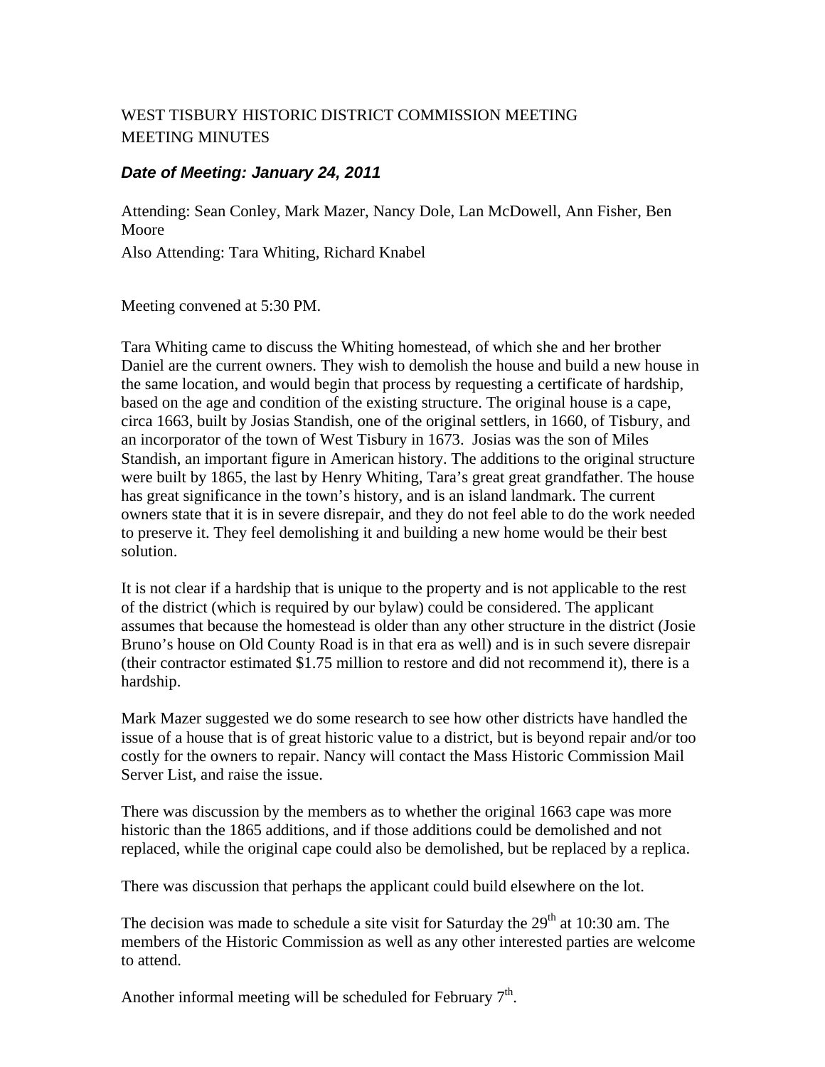WEST TISBURY HISTORIC DISTRICT COMMISSION MEETING
MEETING MINUTES

***Date of Meeting: January 24, 2011***

Attending: Sean Conley, Mark Mazer, Nancy Dole, Lan McDowell, Ann Fisher, Ben Moore

Also Attending: Tara Whiting, Richard Knabel

Meeting convened at 5:30 PM.

Tara Whiting came to discuss the Whiting homestead, of which she and her brother Daniel are the current owners. They wish to demolish the house and build a new house in the same location, and would begin that process by requesting a certificate of hardship, based on the age and condition of the existing structure. The original house is a cape, circa 1663, built by Josias Standish, one of the original settlers, in 1660, of Tisbury, and an incorporator of the town of West Tisbury in 1673. Josias was the son of Miles Standish, an important figure in American history. The additions to the original structure were built by 1865, the last by Henry Whiting, Tara's great great grandfather. The house has great significance in the town's history, and is an island landmark. The current owners state that it is in severe disrepair, and they do not feel able to do the work needed to preserve it. They feel demolishing it and building a new home would be their best solution.

It is not clear if a hardship that is unique to the property and is not applicable to the rest of the district (which is required by our bylaw) could be considered. The applicant assumes that because the homestead is older than any other structure in the district (Josie Bruno's house on Old County Road is in that era as well) and is in such severe disrepair (their contractor estimated $1.75 million to restore and did not recommend it), there is a hardship.

Mark Mazer suggested we do some research to see how other districts have handled the issue of a house that is of great historic value to a district, but is beyond repair and/or too costly for the owners to repair. Nancy will contact the Mass Historic Commission Mail Server List, and raise the issue.

There was discussion by the members as to whether the original 1663 cape was more historic than the 1865 additions, and if those additions could be demolished and not replaced, while the original cape could also be demolished, but be replaced by a replica.

There was discussion that perhaps the applicant could build elsewhere on the lot.

The decision was made to schedule a site visit for Saturday the 29th at 10:30 am. The members of the Historic Commission as well as any other interested parties are welcome to attend.

Another informal meeting will be scheduled for February 7th.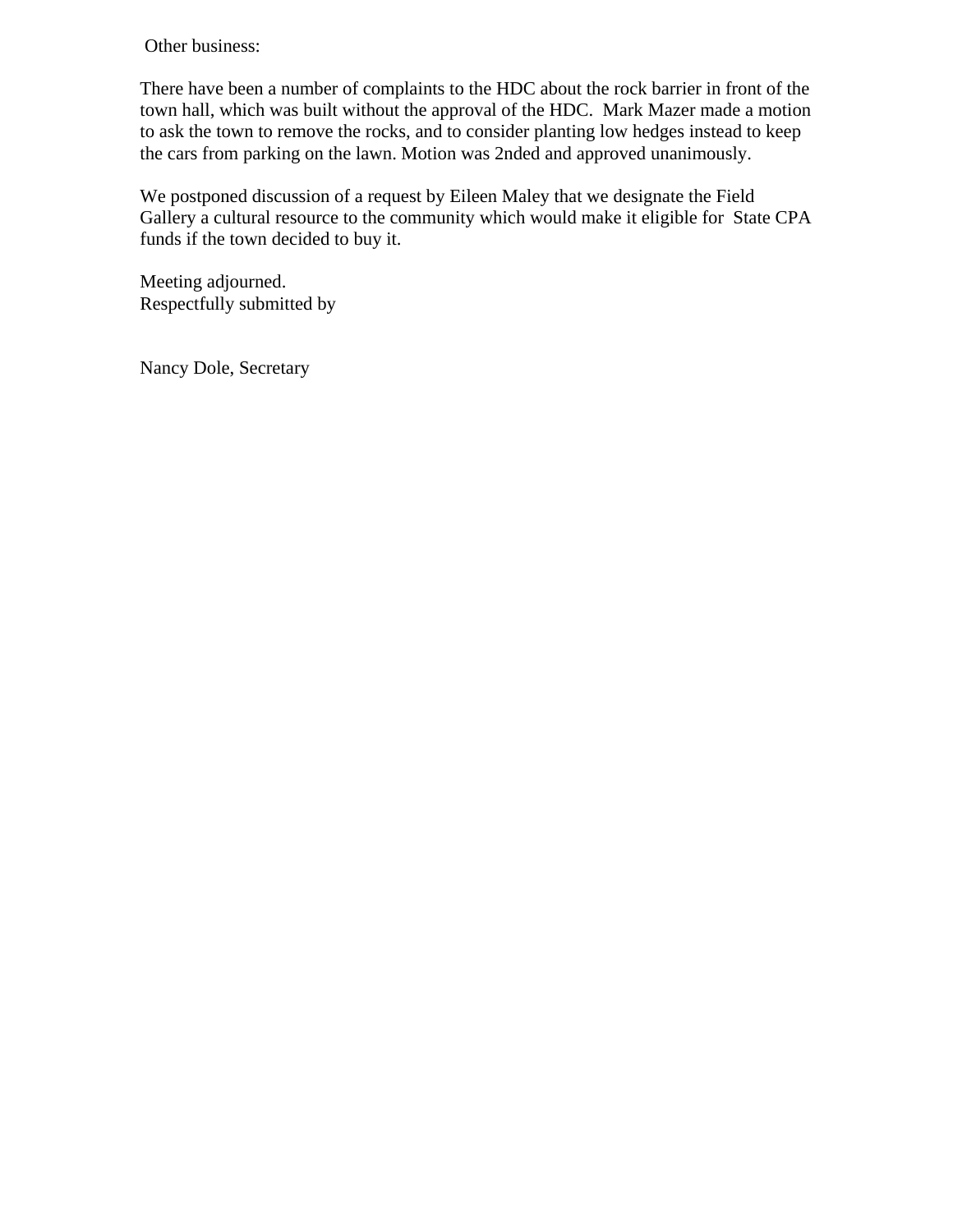Other business:

There have been a number of complaints to the HDC about the rock barrier in front of the town hall, which was built without the approval of the HDC. Mark Mazer made a motion to ask the town to remove the rocks, and to consider planting low hedges instead to keep the cars from parking on the lawn. Motion was 2nded and approved unanimously.

We postponed discussion of a request by Eileen Maley that we designate the Field Gallery a cultural resource to the community which would make it eligible for State CPA funds if the town decided to buy it.

Meeting adjourned.
Respectfully submitted by

Nancy Dole, Secretary